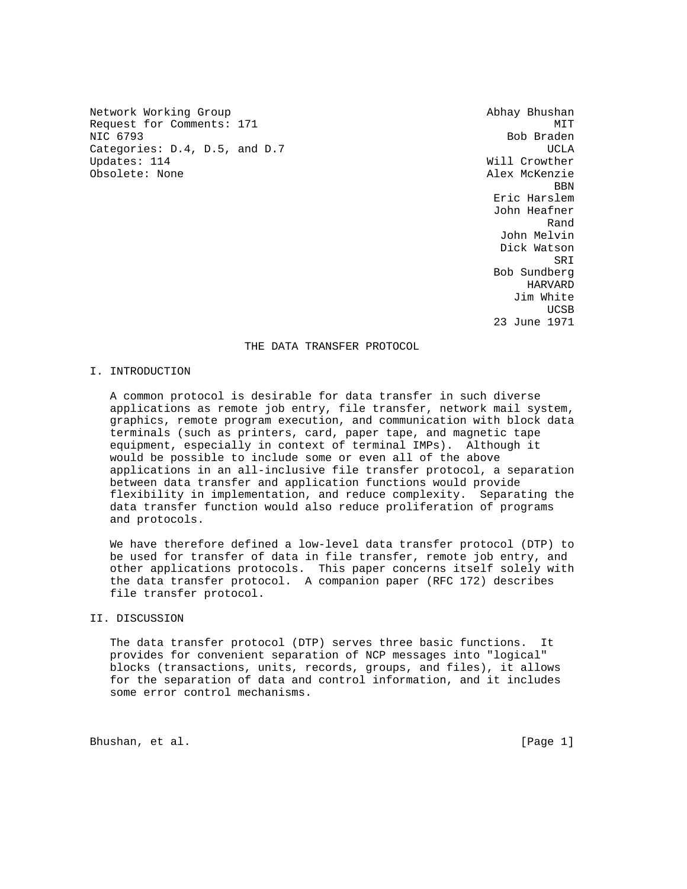Network Working Group  
Request for Comments: 171  
NIC 6793  
Categories: D.4, D.5, and D.7  
Updates: 114  
Obsolete: None

Abhay Bhushan  
MIT  
Bob Braden  
UCLA  
Will Crowther  
Alex McKenzie  
BBN  
Eric Harslem  
John Heafner  
Rand  
John Melvin  
Dick Watson  
SRI  
Bob Sundberg  
HARVARD  
Jim White  
UCSB  
23 June 1971

# THE DATA TRANSFER PROTOCOL

## I. INTRODUCTION

A common protocol is desirable for data transfer in such diverse applications as remote job entry, file transfer, network mail system, graphics, remote program execution, and communication with block data terminals (such as printers, card, paper tape, and magnetic tape equipment, especially in context of terminal IMPs). Although it would be possible to include some or even all of the above applications in an all-inclusive file transfer protocol, a separation between data transfer and application functions would provide flexibility in implementation, and reduce complexity. Separating the data transfer function would also reduce proliferation of programs and protocols.

We have therefore defined a low-level data transfer protocol (DTP) to be used for transfer of data in file transfer, remote job entry, and other applications protocols. This paper concerns itself solely with the data transfer protocol. A companion paper (RFC 172) describes file transfer protocol.

## II. DISCUSSION

The data transfer protocol (DTP) serves three basic functions. It provides for convenient separation of NCP messages into "logical" blocks (transactions, units, records, groups, and files), it allows for the separation of data and control information, and it includes some error control mechanisms.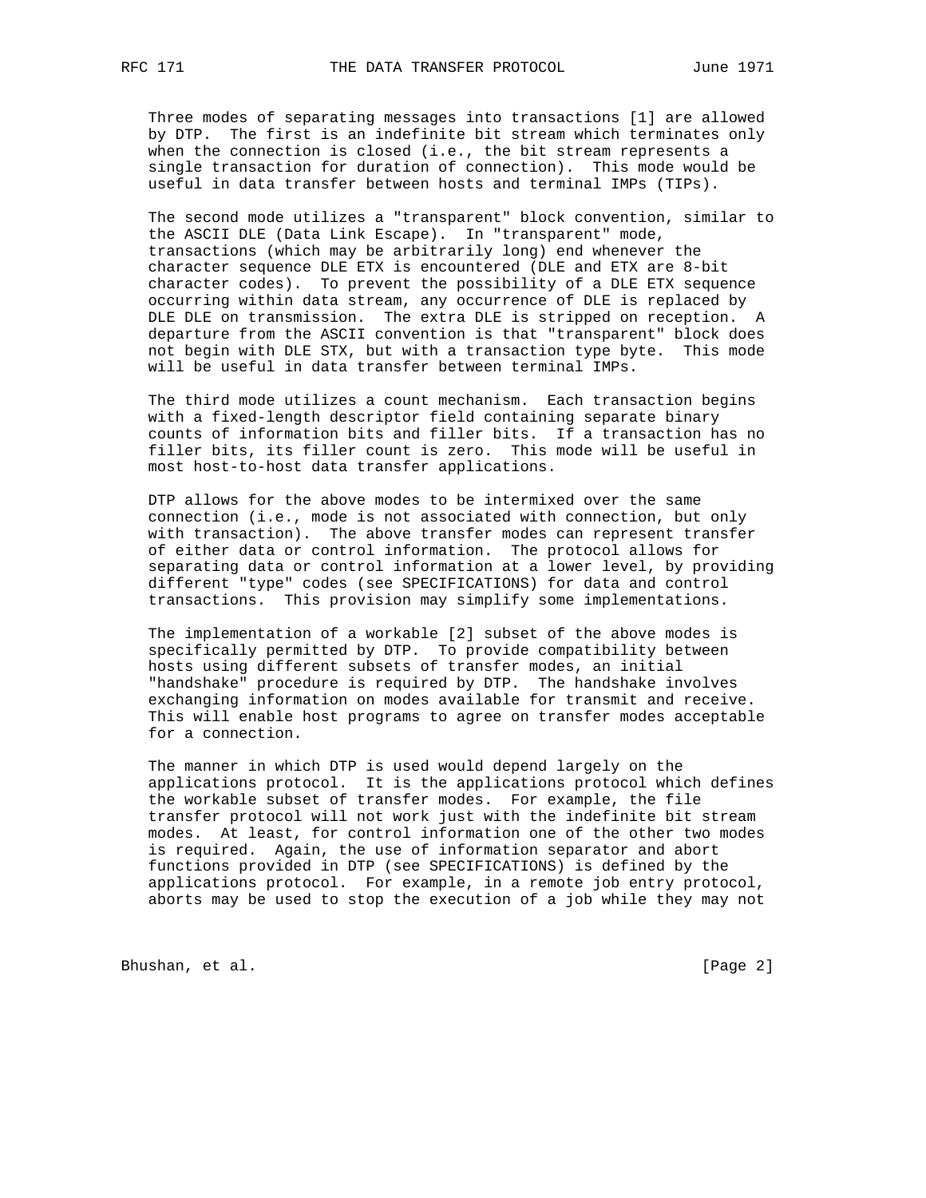Three modes of separating messages into transactions [1] are allowed by DTP. The first is an indefinite bit stream which terminates only when the connection is closed (i.e., the bit stream represents a single transaction for duration of connection). This mode would be useful in data transfer between hosts and terminal IMPs (TIPs).

The second mode utilizes a "transparent" block convention, similar to the ASCII DLE (Data Link Escape). In "transparent" mode, transactions (which may be arbitrarily long) end whenever the character sequence DLE ETX is encountered (DLE and ETX are 8-bit character codes). To prevent the possibility of a DLE ETX sequence occurring within data stream, any occurrence of DLE is replaced by DLE DLE on transmission. The extra DLE is stripped on reception. A departure from the ASCII convention is that "transparent" block does not begin with DLE STX, but with a transaction type byte. This mode will be useful in data transfer between terminal IMPs.

The third mode utilizes a count mechanism. Each transaction begins with a fixed-length descriptor field containing separate binary counts of information bits and filler bits. If a transaction has no filler bits, its filler count is zero. This mode will be useful in most host-to-host data transfer applications.

DTP allows for the above modes to be intermixed over the same connection (i.e., mode is not associated with connection, but only with transaction). The above transfer modes can represent transfer of either data or control information. The protocol allows for separating data or control information at a lower level, by providing different "type" codes (see SPECIFICATIONS) for data and control transactions. This provision may simplify some implementations.

The implementation of a workable [2] subset of the above modes is specifically permitted by DTP. To provide compatibility between hosts using different subsets of transfer modes, an initial "handshake" procedure is required by DTP. The handshake involves exchanging information on modes available for transmit and receive. This will enable host programs to agree on transfer modes acceptable for a connection.

The manner in which DTP is used would depend largely on the applications protocol. It is the applications protocol which defines the workable subset of transfer modes. For example, the file transfer protocol will not work just with the indefinite bit stream modes. At least, for control information one of the other two modes is required. Again, the use of information separator and abort functions provided in DTP (see SPECIFICATIONS) is defined by the applications protocol. For example, in a remote job entry protocol, aborts may be used to stop the execution of a job while they may not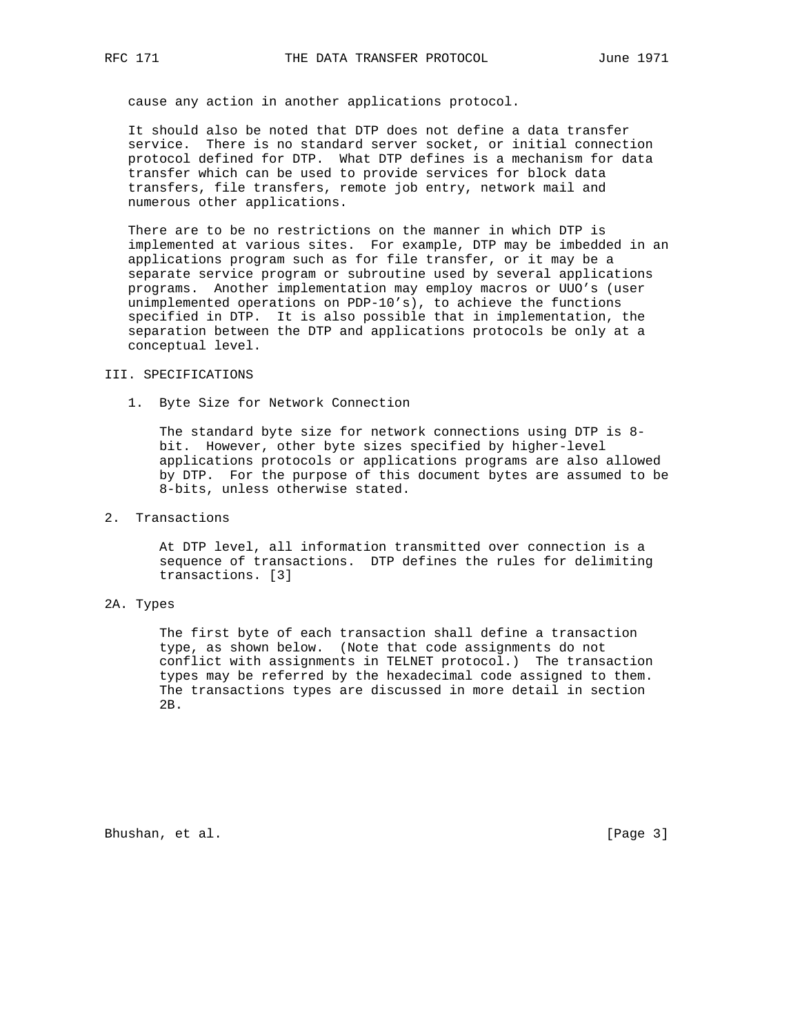cause any action in another applications protocol.

It should also be noted that DTP does not define a data transfer service. There is no standard server socket, or initial connection protocol defined for DTP. What DTP defines is a mechanism for data transfer which can be used to provide services for block data transfers, file transfers, remote job entry, network mail and numerous other applications.

There are to be no restrictions on the manner in which DTP is implemented at various sites. For example, DTP may be imbedded in an applications program such as for file transfer, or it may be a separate service program or subroutine used by several applications programs. Another implementation may employ macros or UUO's (user unimplemented operations on PDP-10's), to achieve the functions specified in DTP. It is also possible that in implementation, the separation between the DTP and applications protocols be only at a conceptual level.

## III. SPECIFICATIONS

### 1. Byte Size for Network Connection

The standard byte size for network connections using DTP is 8-bit. However, other byte sizes specified by higher-level applications protocols or applications programs are also allowed by DTP. For the purpose of this document bytes are assumed to be 8-bits, unless otherwise stated.

### 2. Transactions

At DTP level, all information transmitted over connection is a sequence of transactions. DTP defines the rules for delimiting transactions. [3]

### 2A. Types

The first byte of each transaction shall define a transaction type, as shown below. (Note that code assignments do not conflict with assignments in TELNET protocol.) The transaction types may be referred by the hexadecimal code assigned to them. The transactions types are discussed in more detail in section 2B.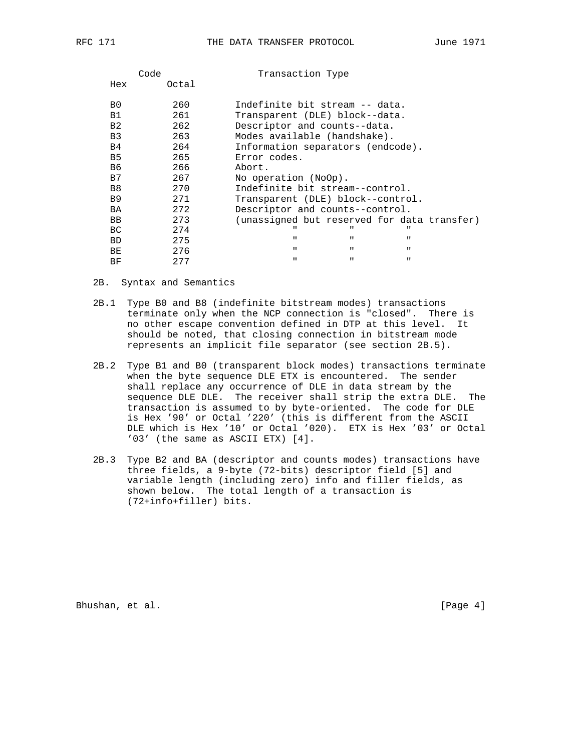| Code Hex | Octal | Transaction Type |
|---|---|---|
| B0 | 260 | Indefinite bit stream -- data. |
| B1 | 261 | Transparent (DLE) block--data. |
| B2 | 262 | Descriptor and counts--data. |
| B3 | 263 | Modes available (handshake). |
| B4 | 264 | Information separators (endcode). |
| B5 | 265 | Error codes. |
| B6 | 266 | Abort. |
| B7 | 267 | No operation (NoOp). |
| B8 | 270 | Indefinite bit stream--control. |
| B9 | 271 | Transparent (DLE) block--control. |
| BA | 272 | Descriptor and counts--control. |
| BB | 273 | (unassigned but reserved for data transfer) |
| BC | 274 | " " " |
| BD | 275 | " " " |
| BE | 276 | " " " |
| BF | 277 | " " " |

2B. Syntax and Semantics

2B.1 Type B0 and B8 (indefinite bitstream modes) transactions terminate only when the NCP connection is "closed". There is no other escape convention defined in DTP at this level. It should be noted, that closing connection in bitstream mode represents an implicit file separator (see section 2B.5).

2B.2 Type B1 and B0 (transparent block modes) transactions terminate when the byte sequence DLE ETX is encountered. The sender shall replace any occurrence of DLE in data stream by the sequence DLE DLE. The receiver shall strip the extra DLE. The transaction is assumed to by byte-oriented. The code for DLE is Hex '90' or Octal '220' (this is different from the ASCII DLE which is Hex '10' or Octal '020). ETX is Hex '03' or Octal '03' (the same as ASCII ETX) [4].

2B.3 Type B2 and BA (descriptor and counts modes) transactions have three fields, a 9-byte (72-bits) descriptor field [5] and variable length (including zero) info and filler fields, as shown below. The total length of a transaction is (72+info+filler) bits.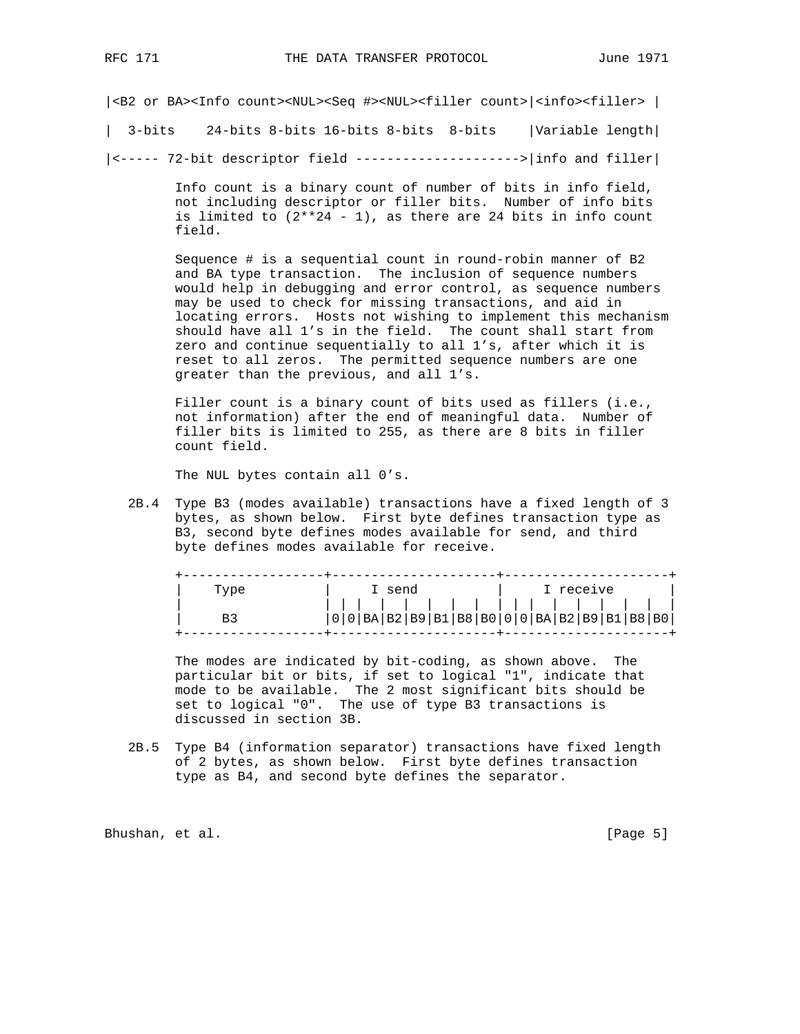```
|<B2 or BA><Info count><NUL><Seq #><NUL><filler count>|<info><filler> |

|  3-bits    24-bits 8-bits 16-bits 8-bits  8-bits    |Variable length|

|<----- 72-bit descriptor field --------------------->|info and filler|
```

Info count is a binary count of number of bits in info field, not including descriptor or filler bits. Number of info bits is limited to (2**24 - 1), as there are 24 bits in info count field.

Sequence # is a sequential count in round-robin manner of B2 and BA type transaction. The inclusion of sequence numbers would help in debugging and error control, as sequence numbers may be used to check for missing transactions, and aid in locating errors. Hosts not wishing to implement this mechanism should have all 1's in the field. The count shall start from zero and continue sequentially to all 1's, after which it is reset to all zeros. The permitted sequence numbers are one greater than the previous, and all 1's.

Filler count is a binary count of bits used as fillers (i.e., not information) after the end of meaningful data. Number of filler bits is limited to 255, as there are 8 bits in filler count field.

The NUL bytes contain all 0's.

2B.4 Type B3 (modes available) transactions have a fixed length of 3 bytes, as shown below. First byte defines transaction type as B3, second byte defines modes available for send, and third byte defines modes available for receive.

```
+------------------+---------------------+---------------------+
|    Type          |     I send          |     I receive       |
|                  | | |  |  |  |  |  |  | | |  |  |  |  |  |  |
|     B3           |0|0|BA|B2|B9|B1|B8|B0|0|0|BA|B2|B9|B1|B8|B0|
+------------------+---------------------+---------------------+
```

The modes are indicated by bit-coding, as shown above. The particular bit or bits, if set to logical "1", indicate that mode to be available. The 2 most significant bits should be set to logical "0". The use of type B3 transactions is discussed in section 3B.

2B.5 Type B4 (information separator) transactions have fixed length of 2 bytes, as shown below. First byte defines transaction type as B4, and second byte defines the separator.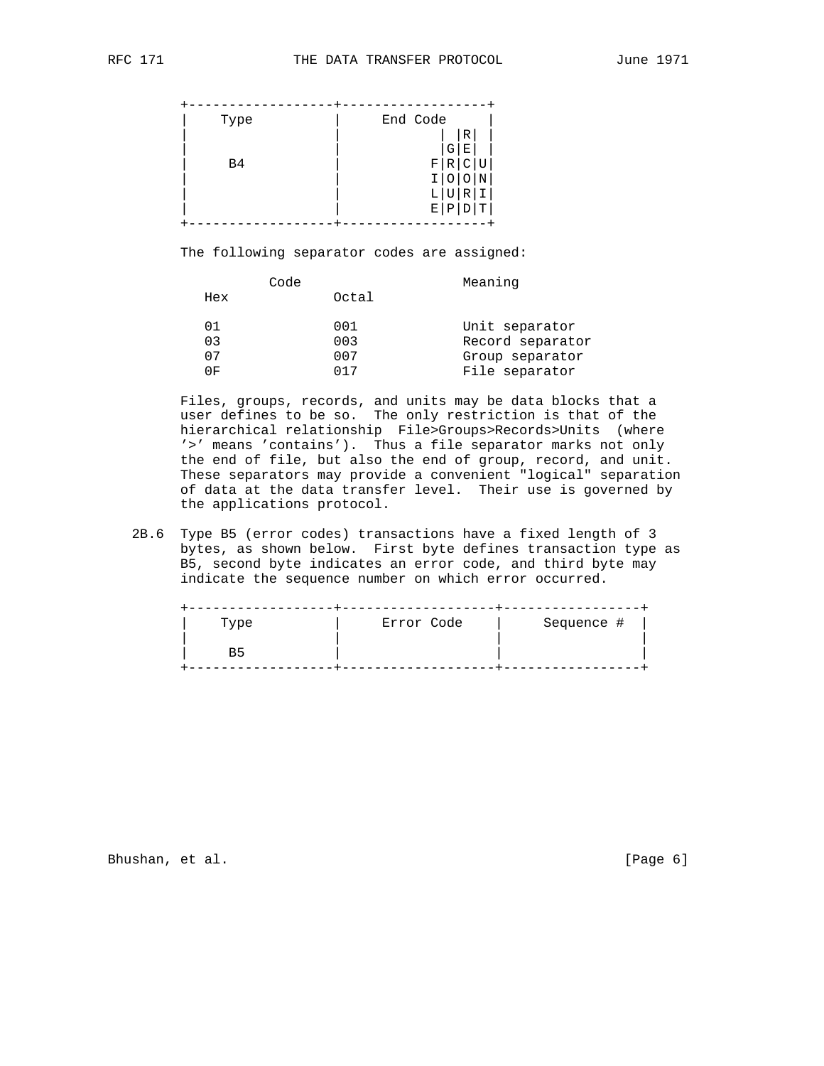```
+------------------+------------------+
|    Type          |     End Code     |
|                  |           | |R|  |
|                  |           |G|E|  |
|     B4           |          F|R|C|U|
|                  |          I|O|O|N|
|                  |          L|U|R|I|
|                  |          E|P|D|T|
+------------------+------------------+
```

The following separator codes are assigned:

| Code (Hex) | Code (Octal) | Meaning |
|---|---|---|
| 01 | 001 | Unit separator |
| 03 | 003 | Record separator |
| 07 | 007 | Group separator |
| 0F | 017 | File separator |

Files, groups, records, and units may be data blocks that a user defines to be so. The only restriction is that of the hierarchical relationship File>Groups>Records>Units (where '>' means 'contains'). Thus a file separator marks not only the end of file, but also the end of group, record, and unit. These separators may provide a convenient "logical" separation of data at the data transfer level. Their use is governed by the applications protocol.

2B.6 Type B5 (error codes) transactions have a fixed length of 3 bytes, as shown below. First byte defines transaction type as B5, second byte indicates an error code, and third byte may indicate the sequence number on which error occurred.

```
+------------------+------------------+-----------------+
|    Type          |    Error Code    |    Sequence #   |
|                  |                  |                 |
|     B5           |                  |                 |
+------------------+------------------+-----------------+
```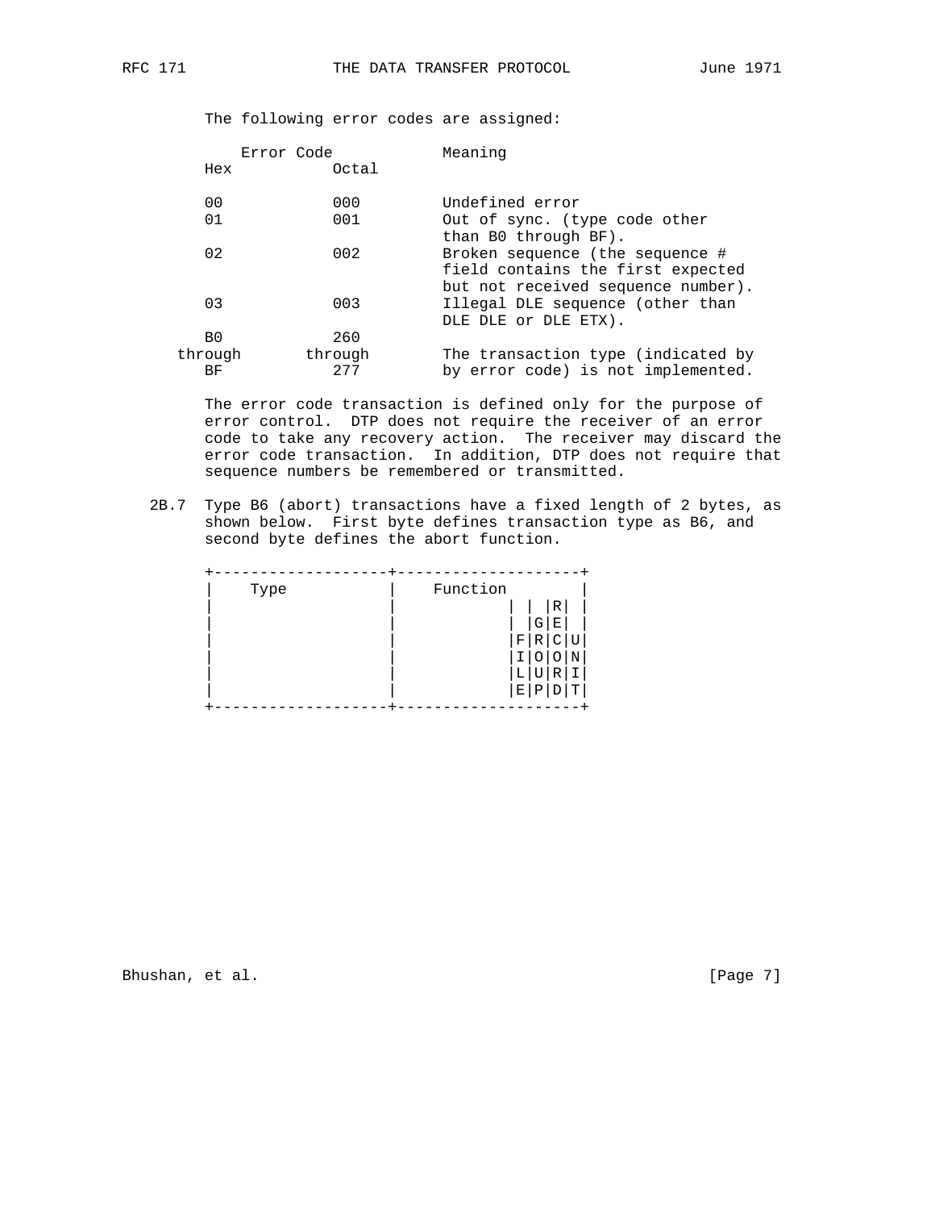The following error codes are assigned:

| Error Code Hex | Error Code Octal | Meaning |
|---|---|---|
| 00 | 000 | Undefined error |
| 01 | 001 | Out of sync. (type code other than B0 through BF). |
| 02 | 002 | Broken sequence (the sequence # field contains the first expected but not received sequence number). |
| 03 | 003 | Illegal DLE sequence (other than DLE DLE or DLE ETX). |
| B0 through BF | 260 through 277 | The transaction type (indicated by by error code) is not implemented. |

The error code transaction is defined only for the purpose of error control. DTP does not require the receiver of an error code to take any recovery action. The receiver may discard the error code transaction. In addition, DTP does not require that sequence numbers be remembered or transmitted.

2B.7 Type B6 (abort) transactions have a fixed length of 2 bytes, as shown below. First byte defines transaction type as B6, and second byte defines the abort function.

```
+--------------------+--------------------+
|    Type            |    Function        |
|                    |           | | |R|  |
|                    |           | |G|E|  |
|                    |           |F|R|C|U||
|                    |           |I|O|O|N||
|                    |           |L|U|R|I||
|                    |           |E|P|D|T||
+--------------------+--------------------+
```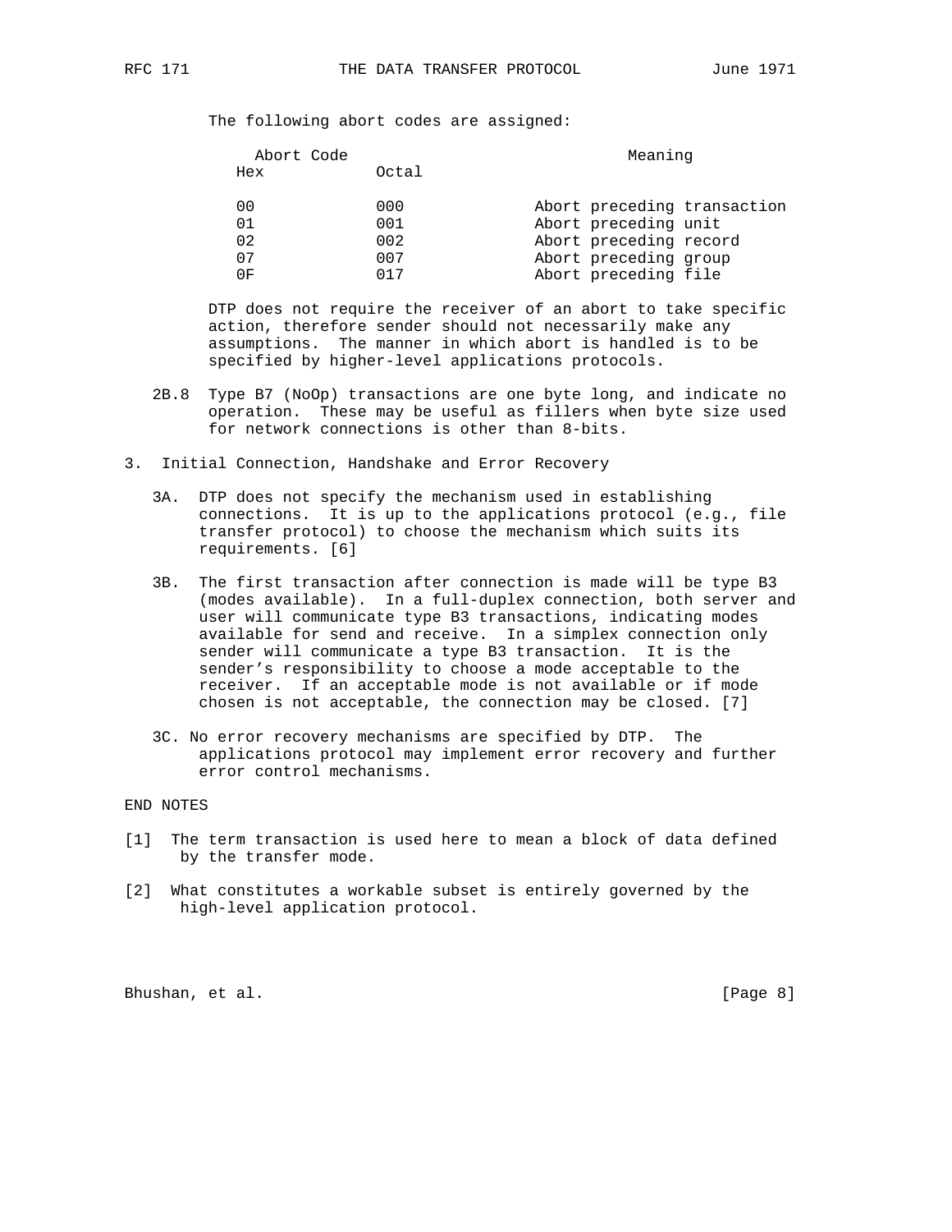The following abort codes are assigned:

| Abort Code Hex | Octal | Meaning |
|---|---|---|
| 00 | 000 | Abort preceding transaction |
| 01 | 001 | Abort preceding unit |
| 02 | 002 | Abort preceding record |
| 07 | 007 | Abort preceding group |
| 0F | 017 | Abort preceding file |

DTP does not require the receiver of an abort to take specific action, therefore sender should not necessarily make any assumptions. The manner in which abort is handled is to be specified by higher-level applications protocols.

2B.8 Type B7 (NoOp) transactions are one byte long, and indicate no operation. These may be useful as fillers when byte size used for network connections is other than 8-bits.

## 3. Initial Connection, Handshake and Error Recovery

3A. DTP does not specify the mechanism used in establishing connections. It is up to the applications protocol (e.g., file transfer protocol) to choose the mechanism which suits its requirements. [6]

3B. The first transaction after connection is made will be type B3 (modes available). In a full-duplex connection, both server and user will communicate type B3 transactions, indicating modes available for send and receive. In a simplex connection only sender will communicate a type B3 transaction. It is the sender's responsibility to choose a mode acceptable to the receiver. If an acceptable mode is not available or if mode chosen is not acceptable, the connection may be closed. [7]

3C. No error recovery mechanisms are specified by DTP. The applications protocol may implement error recovery and further error control mechanisms.

## END NOTES

[1] The term transaction is used here to mean a block of data defined by the transfer mode.

[2] What constitutes a workable subset is entirely governed by the high-level application protocol.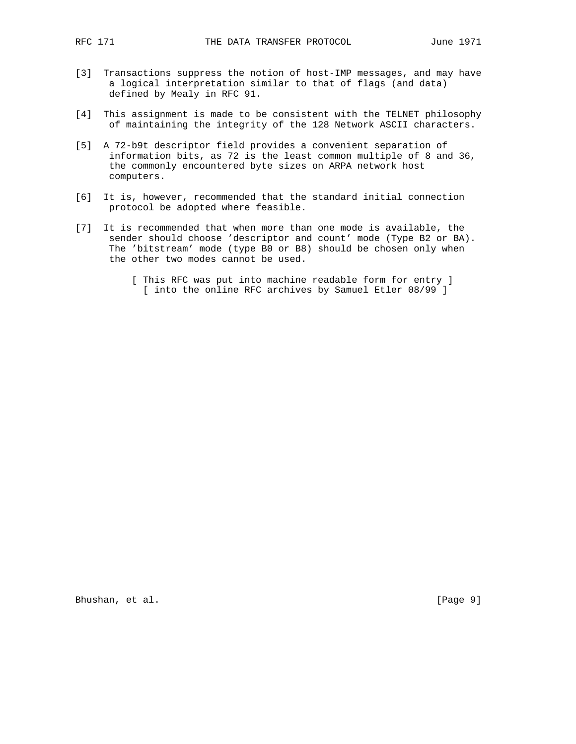[3] Transactions suppress the notion of host-IMP messages, and may have a logical interpretation similar to that of flags (and data) defined by Mealy in RFC 91.

[4] This assignment is made to be consistent with the TELNET philosophy of maintaining the integrity of the 128 Network ASCII characters.

[5] A 72-b9t descriptor field provides a convenient separation of information bits, as 72 is the least common multiple of 8 and 36, the commonly encountered byte sizes on ARPA network host computers.

[6] It is, however, recommended that the standard initial connection protocol be adopted where feasible.

[7] It is recommended that when more than one mode is available, the sender should choose 'descriptor and count' mode (Type B2 or BA). The 'bitstream' mode (type B0 or B8) should be chosen only when the other two modes cannot be used.

[ This RFC was put into machine readable form for entry ]
[ into the online RFC archives by Samuel Etler 08/99 ]